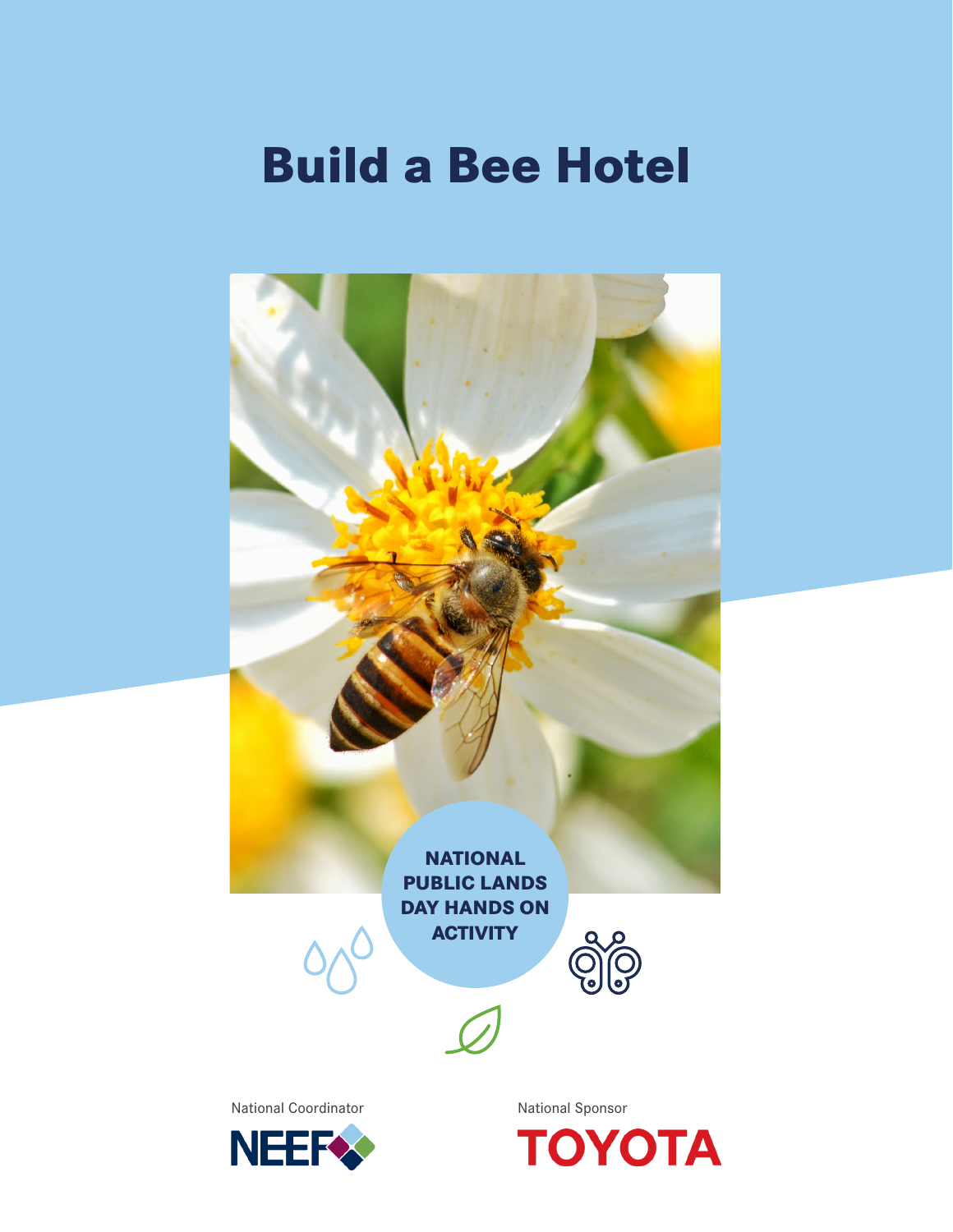# Build a Bee Hotel

**NATIONAL PUBLIC LANDS DAY HANDS ON ACTIVITY**

National Coordinator

NEEF

National Sponsor

TOYOTA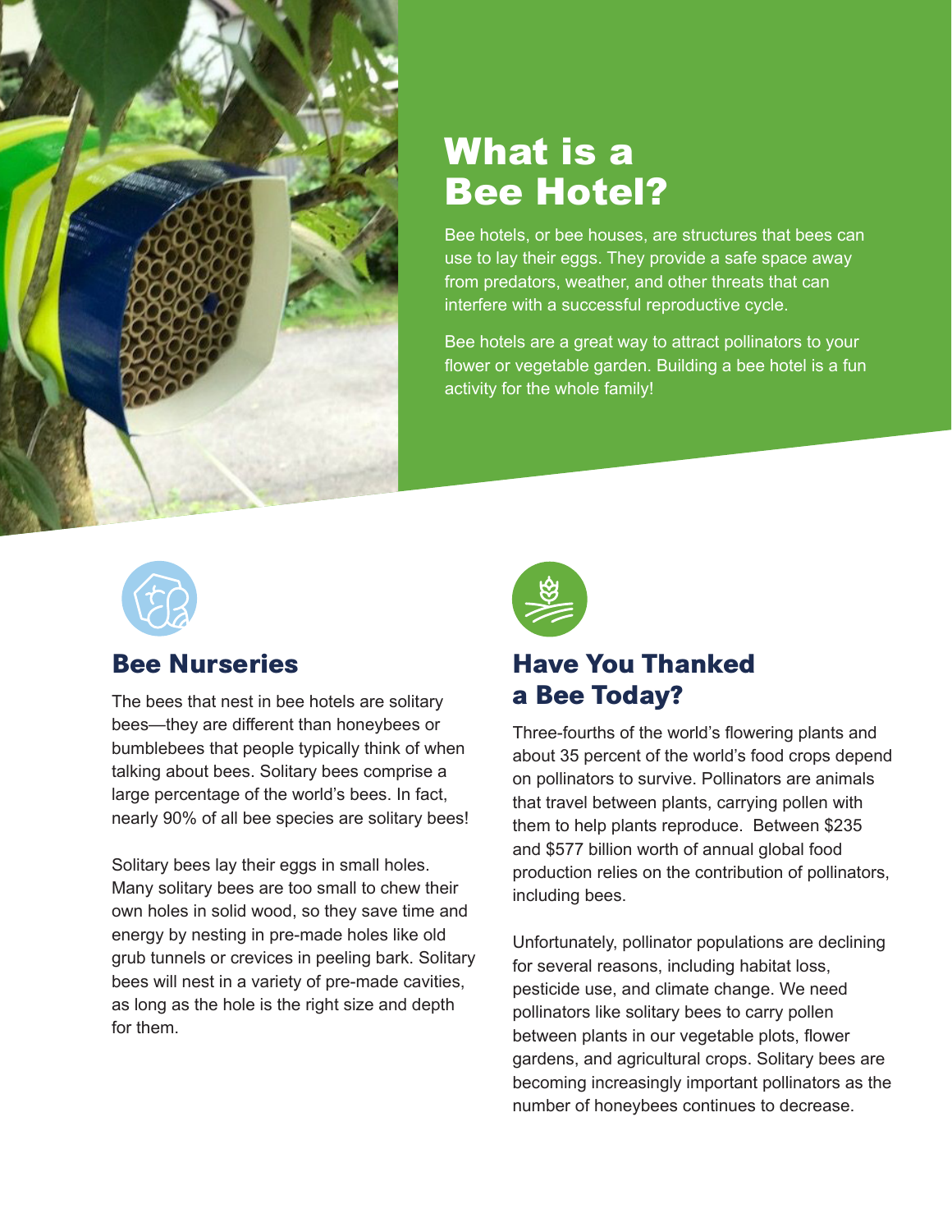# What is a Bee Hotel?

Bee hotels, or bee houses, are structures that bees can use to lay their eggs. They provide a safe space away from predators, weather, and other threats that can interfere with a successful reproductive cycle.

Bee hotels are a great way to attract pollinators to your flower or vegetable garden. Building a bee hotel is a fun activity for the whole family!

## Bee Nurseries

The bees that nest in bee hotels are solitary bees—they are different than honeybees or bumblebees that people typically think of when talking about bees. Solitary bees comprise a large percentage of the world's bees. In fact, nearly 90% of all bee species are solitary bees!

Solitary bees lay their eggs in small holes. Many solitary bees are too small to chew their own holes in solid wood, so they save time and energy by nesting in pre-made holes like old grub tunnels or crevices in peeling bark. Solitary bees will nest in a variety of pre-made cavities, as long as the hole is the right size and depth for them.

## Have You Thanked a Bee Today?

Three-fourths of the world's flowering plants and about 35 percent of the world's food crops depend on pollinators to survive. Pollinators are animals that travel between plants, carrying pollen with them to help plants reproduce. Between $235 and $577 billion worth of annual global food production relies on the contribution of pollinators, including bees.

Unfortunately, pollinator populations are declining for several reasons, including habitat loss, pesticide use, and climate change. We need pollinators like solitary bees to carry pollen between plants in our vegetable plots, flower gardens, and agricultural crops. Solitary bees are becoming increasingly important pollinators as the number of honeybees continues to decrease.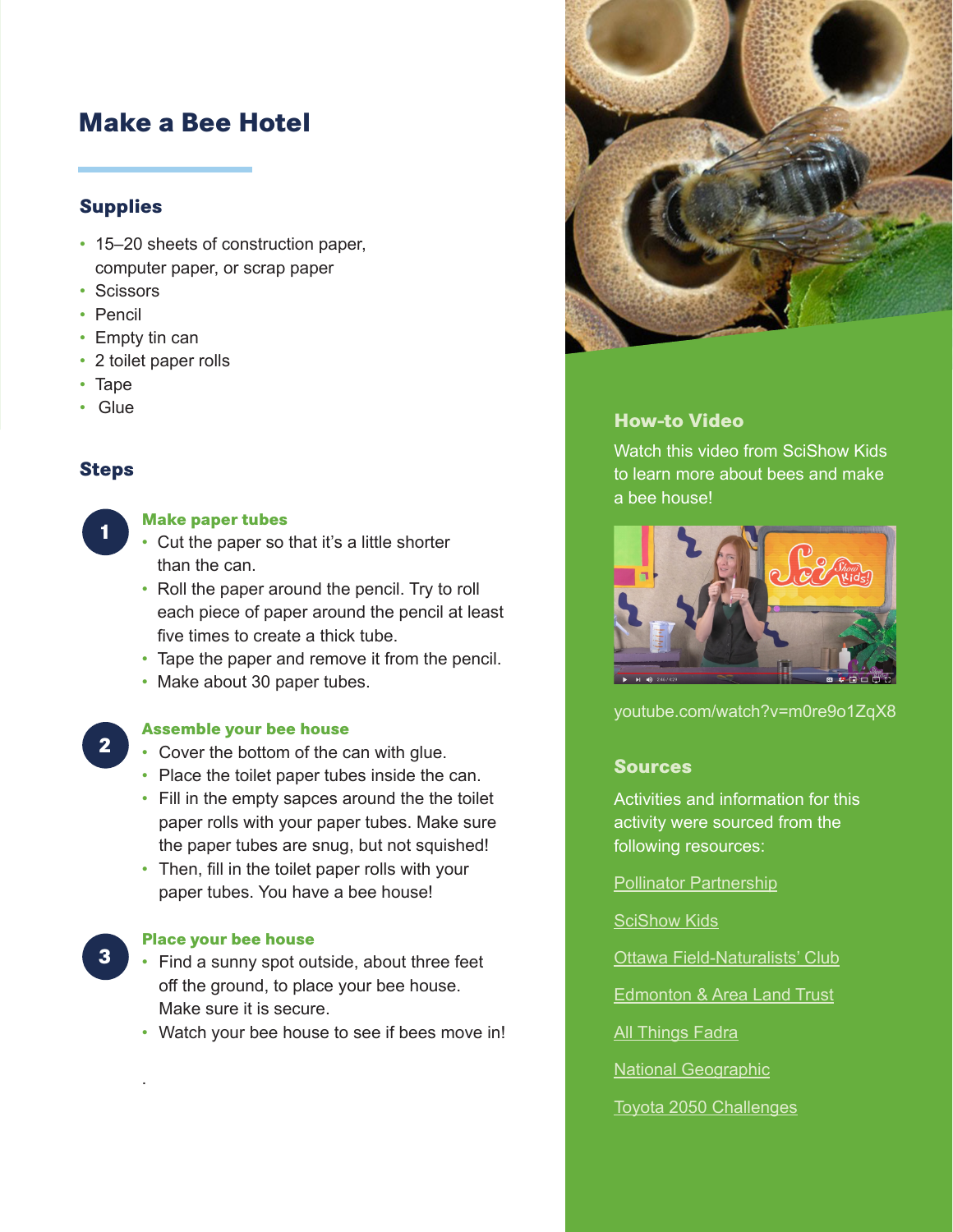# Make a Bee Hotel

## Supplies

- 15–20 sheets of construction paper, computer paper, or scrap paper
- Scissors
- Pencil
- Empty tin can
- 2 toilet paper rolls
- Tape
- Glue

## Steps

### 1. Make paper tubes

- Cut the paper so that it's a little shorter than the can.
- Roll the paper around the pencil. Try to roll each piece of paper around the pencil at least five times to create a thick tube.
- Tape the paper and remove it from the pencil.
- Make about 30 paper tubes.

### 2. Assemble your bee house

- Cover the bottom of the can with glue.
- Place the toilet paper tubes inside the can.
- Fill in the empty sapces around the the toilet paper rolls with your paper tubes. Make sure the paper tubes are snug, but not squished!
- Then, fill in the toilet paper rolls with your paper tubes. You have a bee house!

### 3. Place your bee house

- Find a sunny spot outside, about three feet off the ground, to place your bee house. Make sure it is secure.
- Watch your bee house to see if bees move in!

## How-to Video

Watch this video from SciShow Kids to learn more about bees and make a bee house!

youtube.com/watch?v=m0re9o1ZqX8

## Sources

Activities and information for this activity were sourced from the following resources:

Pollinator Partnership

SciShow Kids

Ottawa Field-Naturalists' Club

Edmonton & Area Land Trust

All Things Fadra

National Geographic

Toyota 2050 Challenges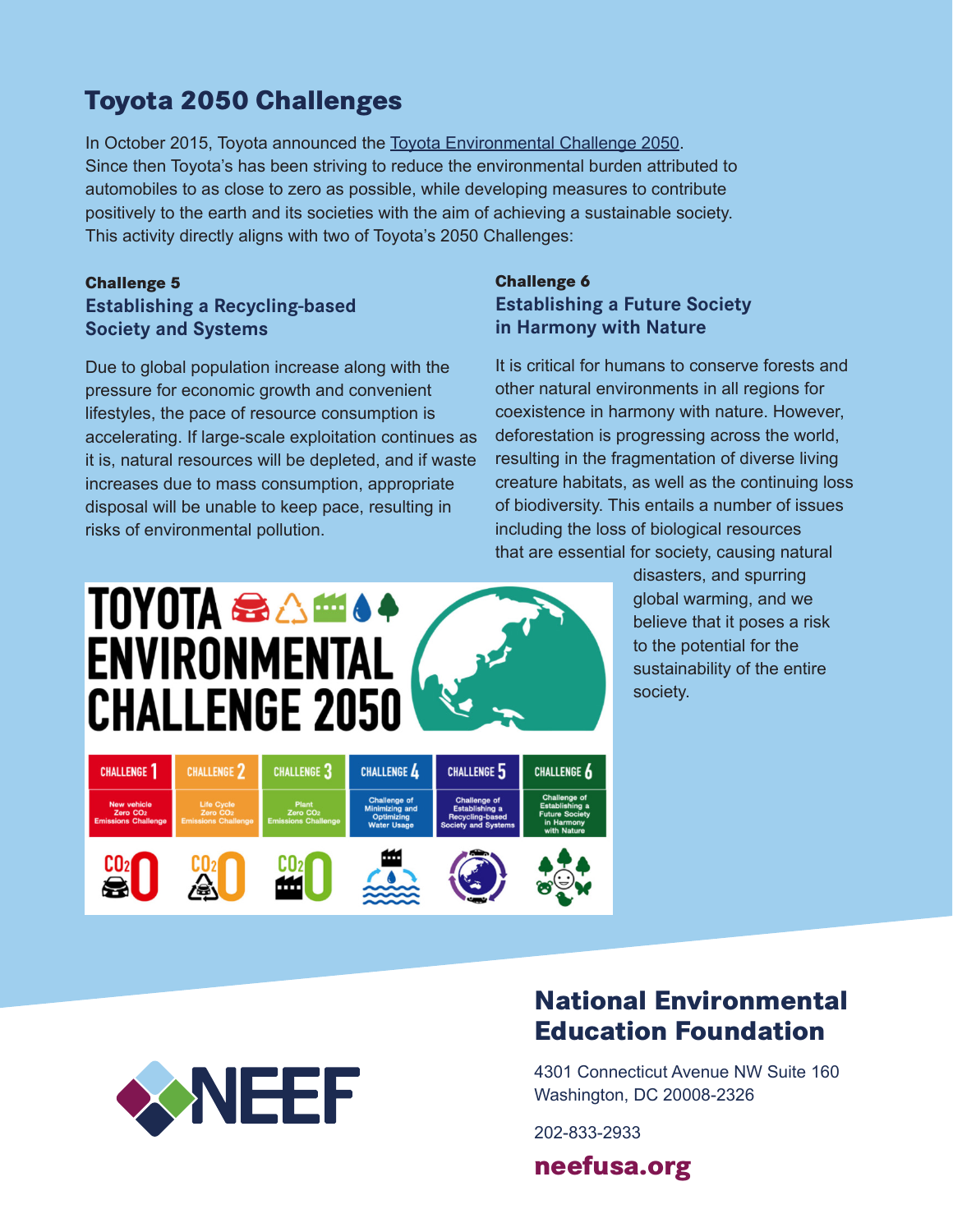## Toyota 2050 Challenges

In October 2015, Toyota announced the Toyota Environmental Challenge 2050. Since then Toyota's has been striving to reduce the environmental burden attributed to automobiles to as close to zero as possible, while developing measures to contribute positively to the earth and its societies with the aim of achieving a sustainable society. This activity directly aligns with two of Toyota's 2050 Challenges:

**Challenge 5**

### Establishing a Recycling-based Society and Systems

Due to global population increase along with the pressure for economic growth and convenient lifestyles, the pace of resource consumption is accelerating. If large-scale exploitation continues as it is, natural resources will be depleted, and if waste increases due to mass consumption, appropriate disposal will be unable to keep pace, resulting in risks of environmental pollution.

**Challenge 6**

### Establishing a Future Society in Harmony with Nature

It is critical for humans to conserve forests and other natural environments in all regions for coexistence in harmony with nature. However, deforestation is progressing across the world, resulting in the fragmentation of diverse living creature habitats, as well as the continuing loss of biodiversity. This entails a number of issues including the loss of biological resources that are essential for society, causing natural disasters, and spurring global warming, and we believe that it poses a risk to the potential for the sustainability of the entire society.

TOYOTA ENVIRONMENTAL CHALLENGE 2050

CHALLENGE 1 — New vehicle Zero $CO_2$ Emissions Challenge

CHALLENGE 2 — Life Cycle Zero $CO_2$ Emissions Challenge

CHALLENGE 3 — Plant Zero $CO_2$ Emissions Challenge

CHALLENGE 4 — Challenge of Minimizing and Optimizing Water Usage

CHALLENGE 5 — Challenge of Establishing a Recycling-based Society and Systems

CHALLENGE 6 — Challenge of Establishing a Future Society in Harmony with Nature

## National Environmental Education Foundation

NEEF

4301 Connecticut Avenue NW Suite 160
Washington, DC 20008-2326

202-833-2933

**neefusa.org**